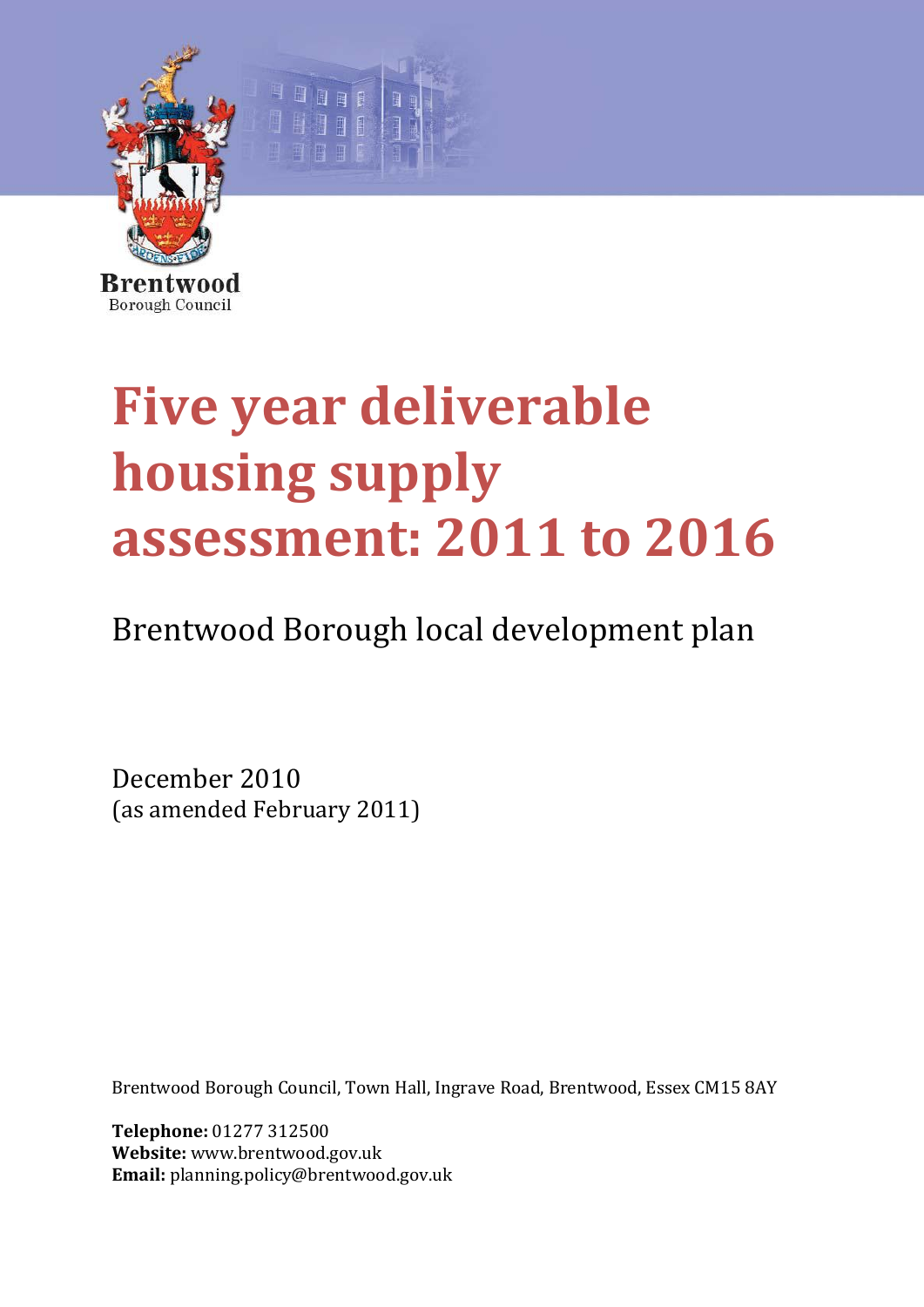Brentwood
Borough Council

# Five year deliverable housing supply assessment: 2011 to 2016

## Brentwood Borough local development plan

December 2010
(as amended February 2011)

Brentwood Borough Council, Town Hall, Ingrave Road, Brentwood, Essex CM15 8AY

**Telephone:** 01277 312500
**Website:** www.brentwood.gov.uk
**Email:** planning.policy@brentwood.gov.uk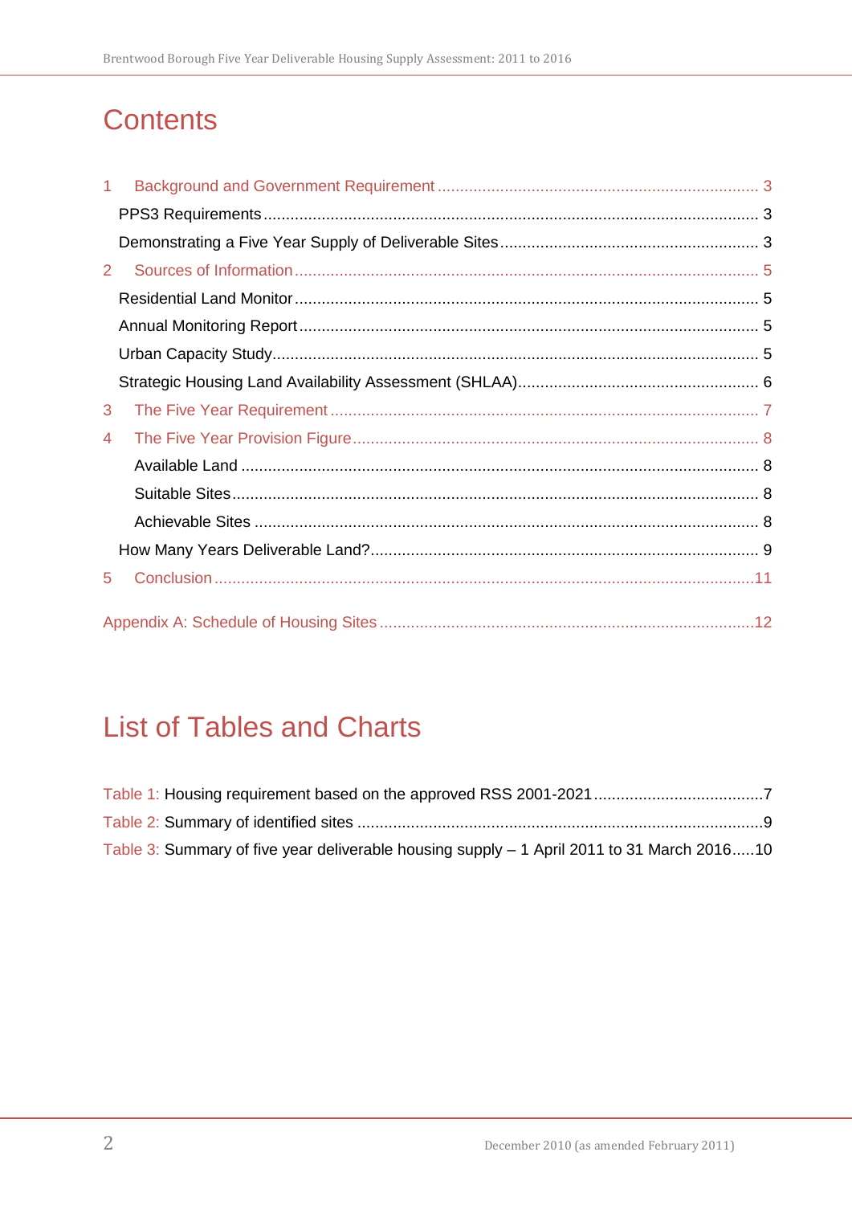# Contents

1 Background and Government Requirement ........................................................................ 3

PPS3 Requirements ........................................................................................................ 3

Demonstrating a Five Year Supply of Deliverable Sites .................................................. 3

2 Sources of Information ....................................................................................................... 5

Residential Land Monitor ................................................................................................. 5

Annual Monitoring Report ................................................................................................ 5

Urban Capacity Study ...................................................................................................... 5

Strategic Housing Land Availability Assessment (SHLAA) ............................................. 6

3 The Five Year Requirement ............................................................................................... 7

4 The Five Year Provision Figure .......................................................................................... 8

Available Land ............................................................................................................. 8

Suitable Sites ............................................................................................................... 8

Achievable Sites .......................................................................................................... 8

How Many Years Deliverable Land? ............................................................................... 9

5 Conclusion ........................................................................................................................ 11

Appendix A: Schedule of Housing Sites ................................................................................ 12

# List of Tables and Charts

Table 1: Housing requirement based on the approved RSS 2001-2021 ....................................... 7

Table 2: Summary of identified sites ............................................................................................ 9

Table 3: Summary of five year deliverable housing supply – 1 April 2011 to 31 March 2016 ..... 10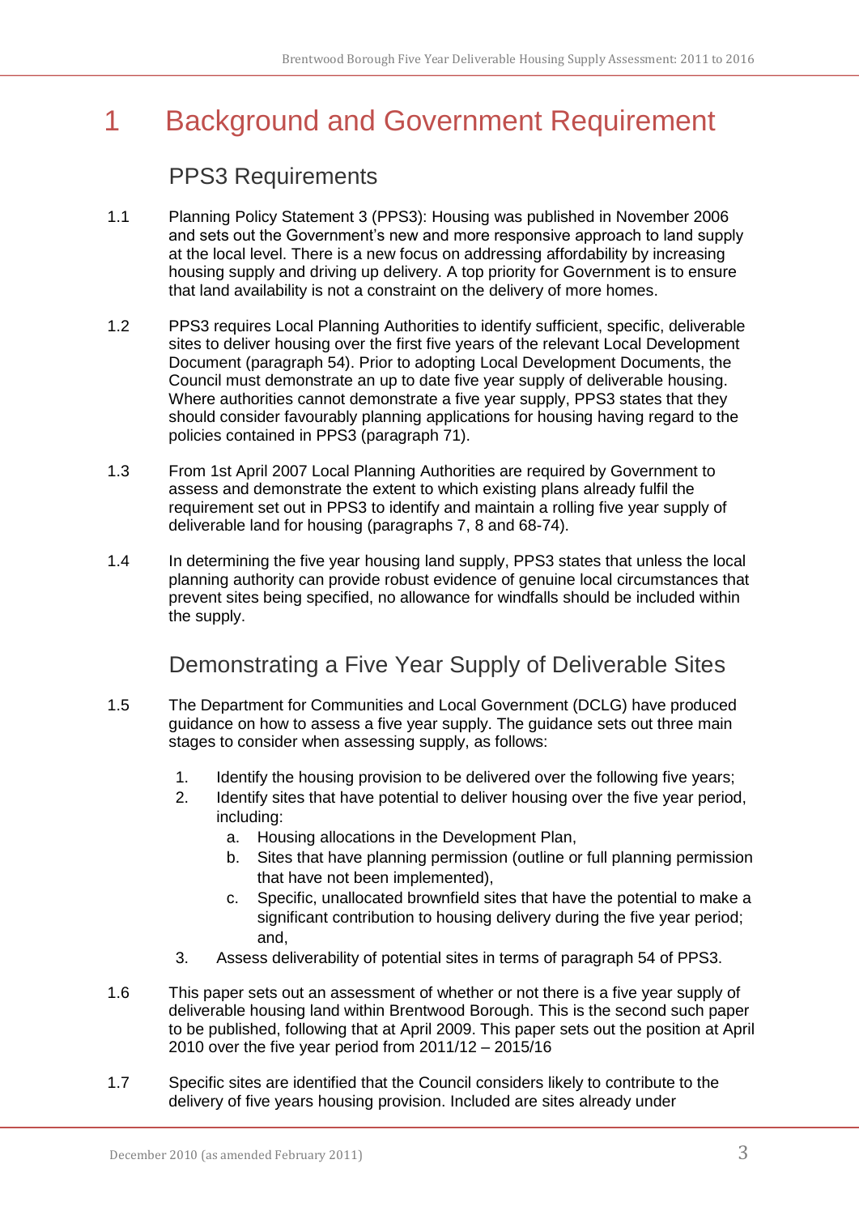# 1 Background and Government Requirement

## PPS3 Requirements

1.1 Planning Policy Statement 3 (PPS3): Housing was published in November 2006 and sets out the Government's new and more responsive approach to land supply at the local level. There is a new focus on addressing affordability by increasing housing supply and driving up delivery. A top priority for Government is to ensure that land availability is not a constraint on the delivery of more homes.

1.2 PPS3 requires Local Planning Authorities to identify sufficient, specific, deliverable sites to deliver housing over the first five years of the relevant Local Development Document (paragraph 54). Prior to adopting Local Development Documents, the Council must demonstrate an up to date five year supply of deliverable housing. Where authorities cannot demonstrate a five year supply, PPS3 states that they should consider favourably planning applications for housing having regard to the policies contained in PPS3 (paragraph 71).

1.3 From 1st April 2007 Local Planning Authorities are required by Government to assess and demonstrate the extent to which existing plans already fulfil the requirement set out in PPS3 to identify and maintain a rolling five year supply of deliverable land for housing (paragraphs 7, 8 and 68-74).

1.4 In determining the five year housing land supply, PPS3 states that unless the local planning authority can provide robust evidence of genuine local circumstances that prevent sites being specified, no allowance for windfalls should be included within the supply.

## Demonstrating a Five Year Supply of Deliverable Sites

1.5 The Department for Communities and Local Government (DCLG) have produced guidance on how to assess a five year supply. The guidance sets out three main stages to consider when assessing supply, as follows:

1. Identify the housing provision to be delivered over the following five years;
2. Identify sites that have potential to deliver housing over the five year period, including:
   a. Housing allocations in the Development Plan,
   b. Sites that have planning permission (outline or full planning permission that have not been implemented),
   c. Specific, unallocated brownfield sites that have the potential to make a significant contribution to housing delivery during the five year period; and,
3. Assess deliverability of potential sites in terms of paragraph 54 of PPS3.

1.6 This paper sets out an assessment of whether or not there is a five year supply of deliverable housing land within Brentwood Borough. This is the second such paper to be published, following that at April 2009. This paper sets out the position at April 2010 over the five year period from 2011/12 – 2015/16

1.7 Specific sites are identified that the Council considers likely to contribute to the delivery of five years housing provision. Included are sites already under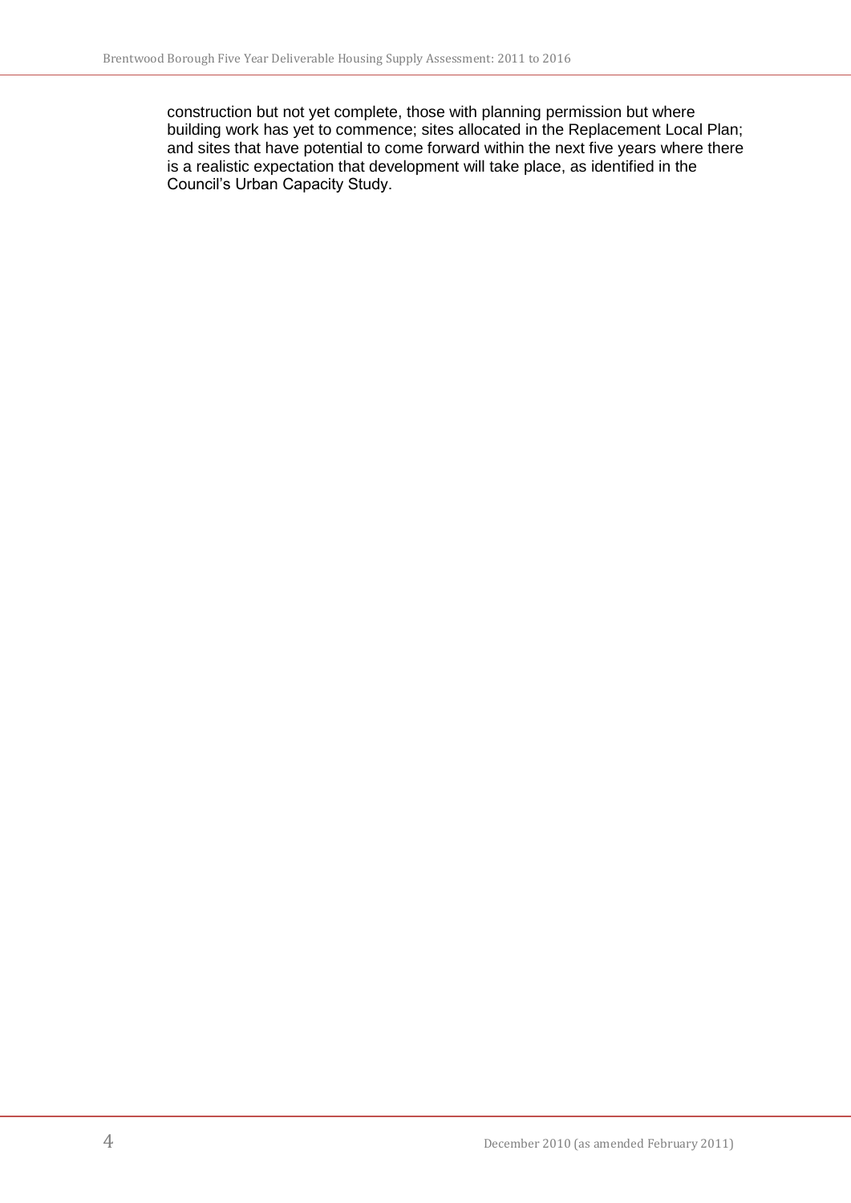construction but not yet complete, those with planning permission but where building work has yet to commence; sites allocated in the Replacement Local Plan; and sites that have potential to come forward within the next five years where there is a realistic expectation that development will take place, as identified in the Council's Urban Capacity Study.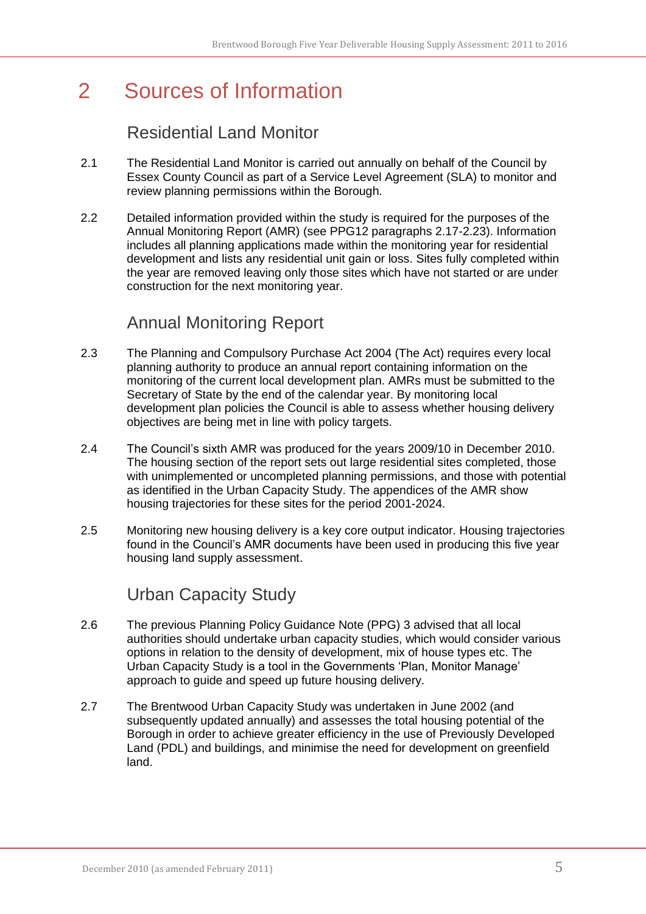# 2 Sources of Information

## Residential Land Monitor

2.1 The Residential Land Monitor is carried out annually on behalf of the Council by Essex County Council as part of a Service Level Agreement (SLA) to monitor and review planning permissions within the Borough.

2.2 Detailed information provided within the study is required for the purposes of the Annual Monitoring Report (AMR) (see PPG12 paragraphs 2.17-2.23). Information includes all planning applications made within the monitoring year for residential development and lists any residential unit gain or loss. Sites fully completed within the year are removed leaving only those sites which have not started or are under construction for the next monitoring year.

## Annual Monitoring Report

2.3 The Planning and Compulsory Purchase Act 2004 (The Act) requires every local planning authority to produce an annual report containing information on the monitoring of the current local development plan. AMRs must be submitted to the Secretary of State by the end of the calendar year. By monitoring local development plan policies the Council is able to assess whether housing delivery objectives are being met in line with policy targets.

2.4 The Council's sixth AMR was produced for the years 2009/10 in December 2010. The housing section of the report sets out large residential sites completed, those with unimplemented or uncompleted planning permissions, and those with potential as identified in the Urban Capacity Study. The appendices of the AMR show housing trajectories for these sites for the period 2001-2024.

2.5 Monitoring new housing delivery is a key core output indicator. Housing trajectories found in the Council's AMR documents have been used in producing this five year housing land supply assessment.

## Urban Capacity Study

2.6 The previous Planning Policy Guidance Note (PPG) 3 advised that all local authorities should undertake urban capacity studies, which would consider various options in relation to the density of development, mix of house types etc. The Urban Capacity Study is a tool in the Governments 'Plan, Monitor Manage' approach to guide and speed up future housing delivery.

2.7 The Brentwood Urban Capacity Study was undertaken in June 2002 (and subsequently updated annually) and assesses the total housing potential of the Borough in order to achieve greater efficiency in the use of Previously Developed Land (PDL) and buildings, and minimise the need for development on greenfield land.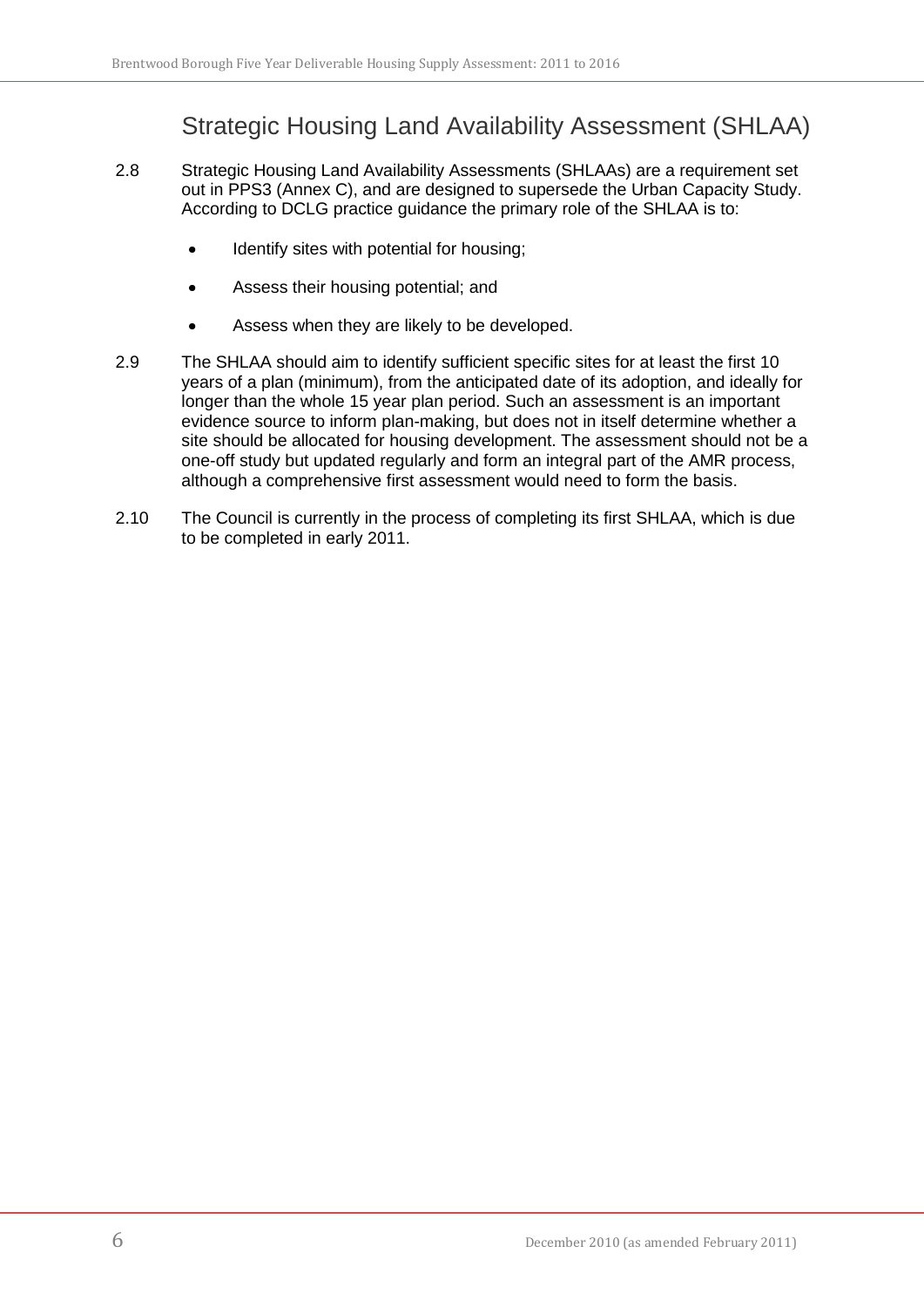## Strategic Housing Land Availability Assessment (SHLAA)

2.8 Strategic Housing Land Availability Assessments (SHLAAs) are a requirement set out in PPS3 (Annex C), and are designed to supersede the Urban Capacity Study. According to DCLG practice guidance the primary role of the SHLAA is to:

- Identify sites with potential for housing;
- Assess their housing potential; and
- Assess when they are likely to be developed.

2.9 The SHLAA should aim to identify sufficient specific sites for at least the first 10 years of a plan (minimum), from the anticipated date of its adoption, and ideally for longer than the whole 15 year plan period. Such an assessment is an important evidence source to inform plan-making, but does not in itself determine whether a site should be allocated for housing development. The assessment should not be a one-off study but updated regularly and form an integral part of the AMR process, although a comprehensive first assessment would need to form the basis.

2.10 The Council is currently in the process of completing its first SHLAA, which is due to be completed in early 2011.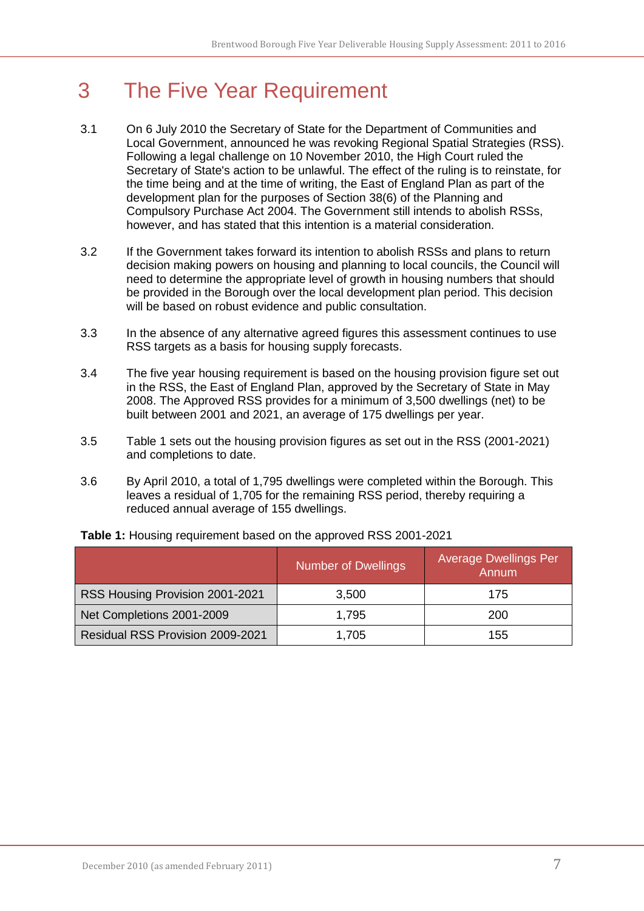# 3 The Five Year Requirement

3.1 On 6 July 2010 the Secretary of State for the Department of Communities and Local Government, announced he was revoking Regional Spatial Strategies (RSS). Following a legal challenge on 10 November 2010, the High Court ruled the Secretary of State's action to be unlawful. The effect of the ruling is to reinstate, for the time being and at the time of writing, the East of England Plan as part of the development plan for the purposes of Section 38(6) of the Planning and Compulsory Purchase Act 2004. The Government still intends to abolish RSSs, however, and has stated that this intention is a material consideration.

3.2 If the Government takes forward its intention to abolish RSSs and plans to return decision making powers on housing and planning to local councils, the Council will need to determine the appropriate level of growth in housing numbers that should be provided in the Borough over the local development plan period. This decision will be based on robust evidence and public consultation.

3.3 In the absence of any alternative agreed figures this assessment continues to use RSS targets as a basis for housing supply forecasts.

3.4 The five year housing requirement is based on the housing provision figure set out in the RSS, the East of England Plan, approved by the Secretary of State in May 2008. The Approved RSS provides for a minimum of 3,500 dwellings (net) to be built between 2001 and 2021, an average of 175 dwellings per year.

3.5 Table 1 sets out the housing provision figures as set out in the RSS (2001-2021) and completions to date.

3.6 By April 2010, a total of 1,795 dwellings were completed within the Borough. This leaves a residual of 1,705 for the remaining RSS period, thereby requiring a reduced annual average of 155 dwellings.

**Table 1:** Housing requirement based on the approved RSS 2001-2021

| | Number of Dwellings | Average Dwellings Per Annum |
|---|---|---|
| RSS Housing Provision 2001-2021 | 3,500 | 175 |
| Net Completions 2001-2009 | 1,795 | 200 |
| Residual RSS Provision 2009-2021 | 1,705 | 155 |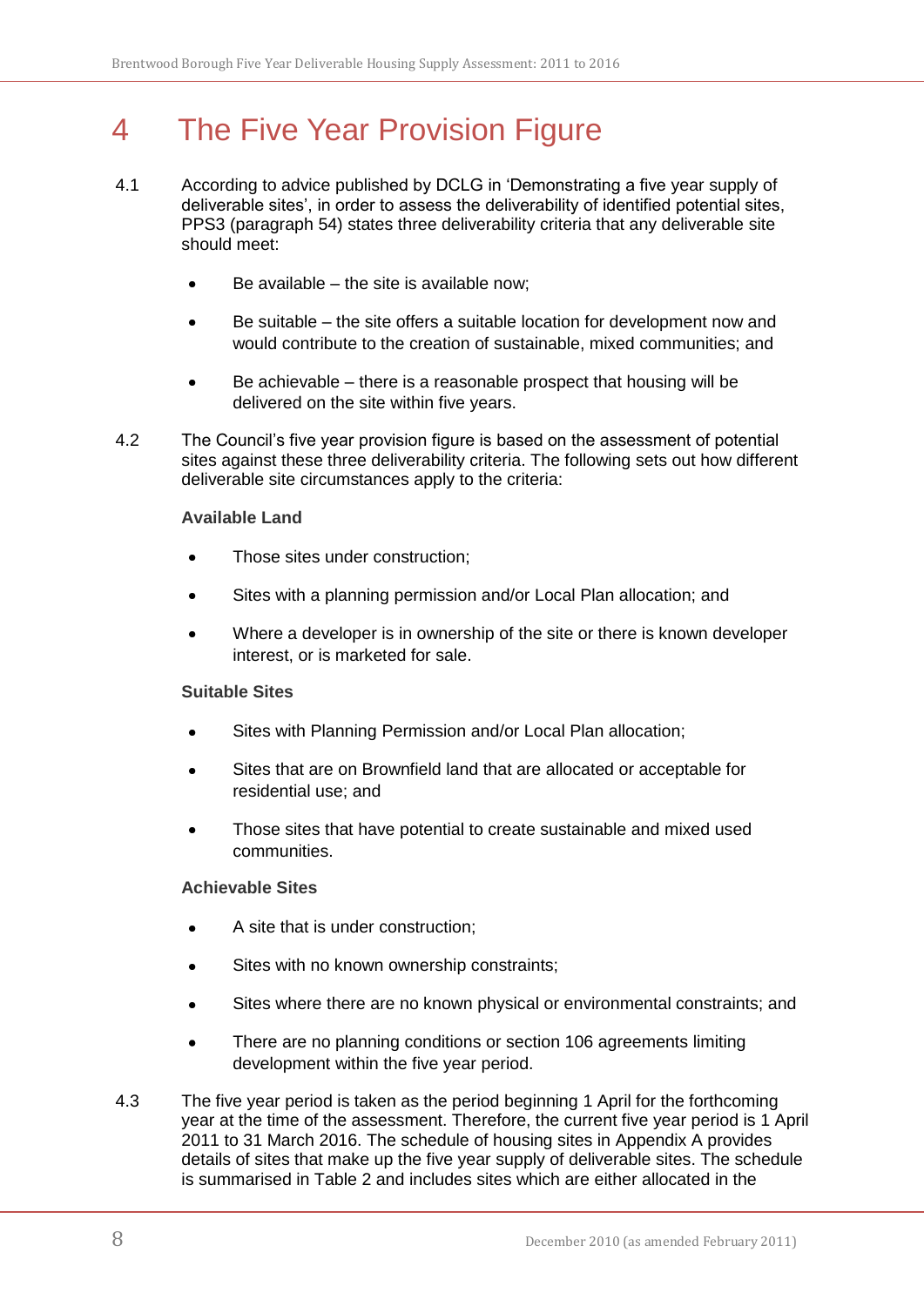# 4 The Five Year Provision Figure

4.1 According to advice published by DCLG in 'Demonstrating a five year supply of deliverable sites', in order to assess the deliverability of identified potential sites, PPS3 (paragraph 54) states three deliverability criteria that any deliverable site should meet:

- Be available – the site is available now;
- Be suitable – the site offers a suitable location for development now and would contribute to the creation of sustainable, mixed communities; and
- Be achievable – there is a reasonable prospect that housing will be delivered on the site within five years.

4.2 The Council's five year provision figure is based on the assessment of potential sites against these three deliverability criteria. The following sets out how different deliverable site circumstances apply to the criteria:

**Available Land**

- Those sites under construction;
- Sites with a planning permission and/or Local Plan allocation; and
- Where a developer is in ownership of the site or there is known developer interest, or is marketed for sale.

**Suitable Sites**

- Sites with Planning Permission and/or Local Plan allocation;
- Sites that are on Brownfield land that are allocated or acceptable for residential use; and
- Those sites that have potential to create sustainable and mixed used communities.

**Achievable Sites**

- A site that is under construction;
- Sites with no known ownership constraints;
- Sites where there are no known physical or environmental constraints; and
- There are no planning conditions or section 106 agreements limiting development within the five year period.

4.3 The five year period is taken as the period beginning 1 April for the forthcoming year at the time of the assessment. Therefore, the current five year period is 1 April 2011 to 31 March 2016. The schedule of housing sites in Appendix A provides details of sites that make up the five year supply of deliverable sites. The schedule is summarised in Table 2 and includes sites which are either allocated in the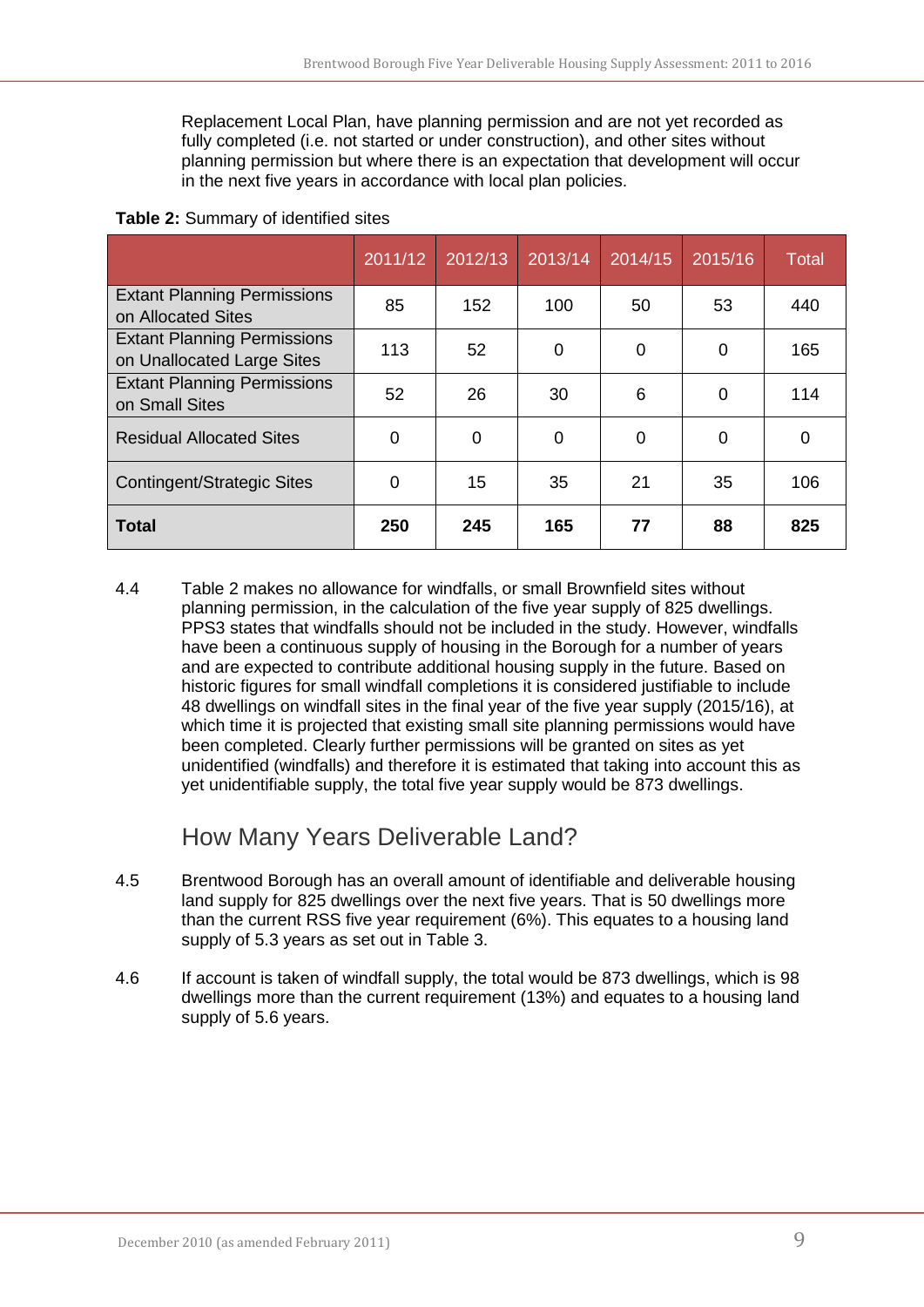Replacement Local Plan, have planning permission and are not yet recorded as fully completed (i.e. not started or under construction), and other sites without planning permission but where there is an expectation that development will occur in the next five years in accordance with local plan policies.

**Table 2:** Summary of identified sites

| | 2011/12 | 2012/13 | 2013/14 | 2014/15 | 2015/16 | Total |
|---|---|---|---|---|---|---|
| Extant Planning Permissions on Allocated Sites | 85 | 152 | 100 | 50 | 53 | 440 |
| Extant Planning Permissions on Unallocated Large Sites | 113 | 52 | 0 | 0 | 0 | 165 |
| Extant Planning Permissions on Small Sites | 52 | 26 | 30 | 6 | 0 | 114 |
| Residual Allocated Sites | 0 | 0 | 0 | 0 | 0 | 0 |
| Contingent/Strategic Sites | 0 | 15 | 35 | 21 | 35 | 106 |
| **Total** | **250** | **245** | **165** | **77** | **88** | **825** |

4.4 Table 2 makes no allowance for windfalls, or small Brownfield sites without planning permission, in the calculation of the five year supply of 825 dwellings. PPS3 states that windfalls should not be included in the study. However, windfalls have been a continuous supply of housing in the Borough for a number of years and are expected to contribute additional housing supply in the future. Based on historic figures for small windfall completions it is considered justifiable to include 48 dwellings on windfall sites in the final year of the five year supply (2015/16), at which time it is projected that existing small site planning permissions would have been completed. Clearly further permissions will be granted on sites as yet unidentified (windfalls) and therefore it is estimated that taking into account this as yet unidentifiable supply, the total five year supply would be 873 dwellings.

## How Many Years Deliverable Land?

4.5 Brentwood Borough has an overall amount of identifiable and deliverable housing land supply for 825 dwellings over the next five years. That is 50 dwellings more than the current RSS five year requirement (6%). This equates to a housing land supply of 5.3 years as set out in Table 3.

4.6 If account is taken of windfall supply, the total would be 873 dwellings, which is 98 dwellings more than the current requirement (13%) and equates to a housing land supply of 5.6 years.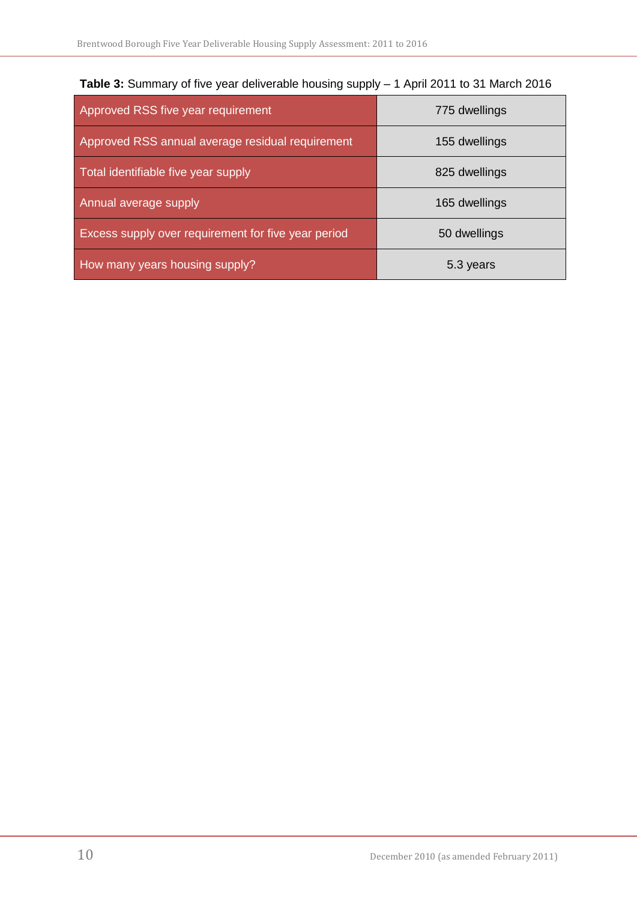**Table 3:** Summary of five year deliverable housing supply – 1 April 2011 to 31 March 2016

| | |
|---|---|
| Approved RSS five year requirement | 775 dwellings |
| Approved RSS annual average residual requirement | 155 dwellings |
| Total identifiable five year supply | 825 dwellings |
| Annual average supply | 165 dwellings |
| Excess supply over requirement for five year period | 50 dwellings |
| How many years housing supply? | 5.3 years |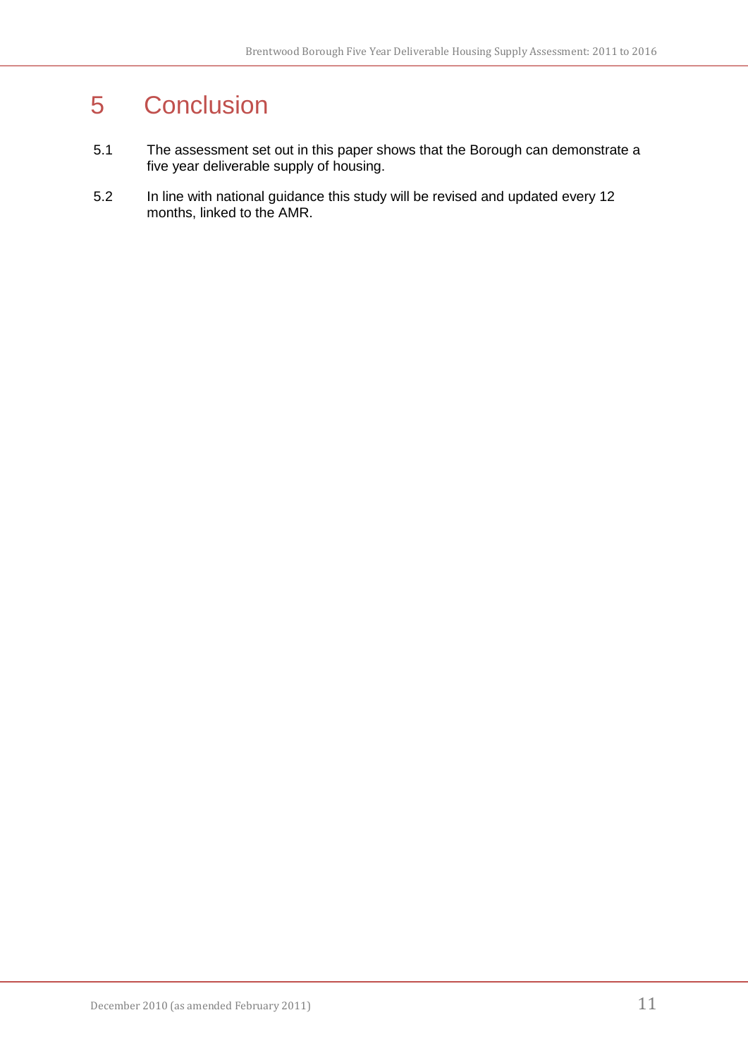# 5 Conclusion

5.1 The assessment set out in this paper shows that the Borough can demonstrate a five year deliverable supply of housing.

5.2 In line with national guidance this study will be revised and updated every 12 months, linked to the AMR.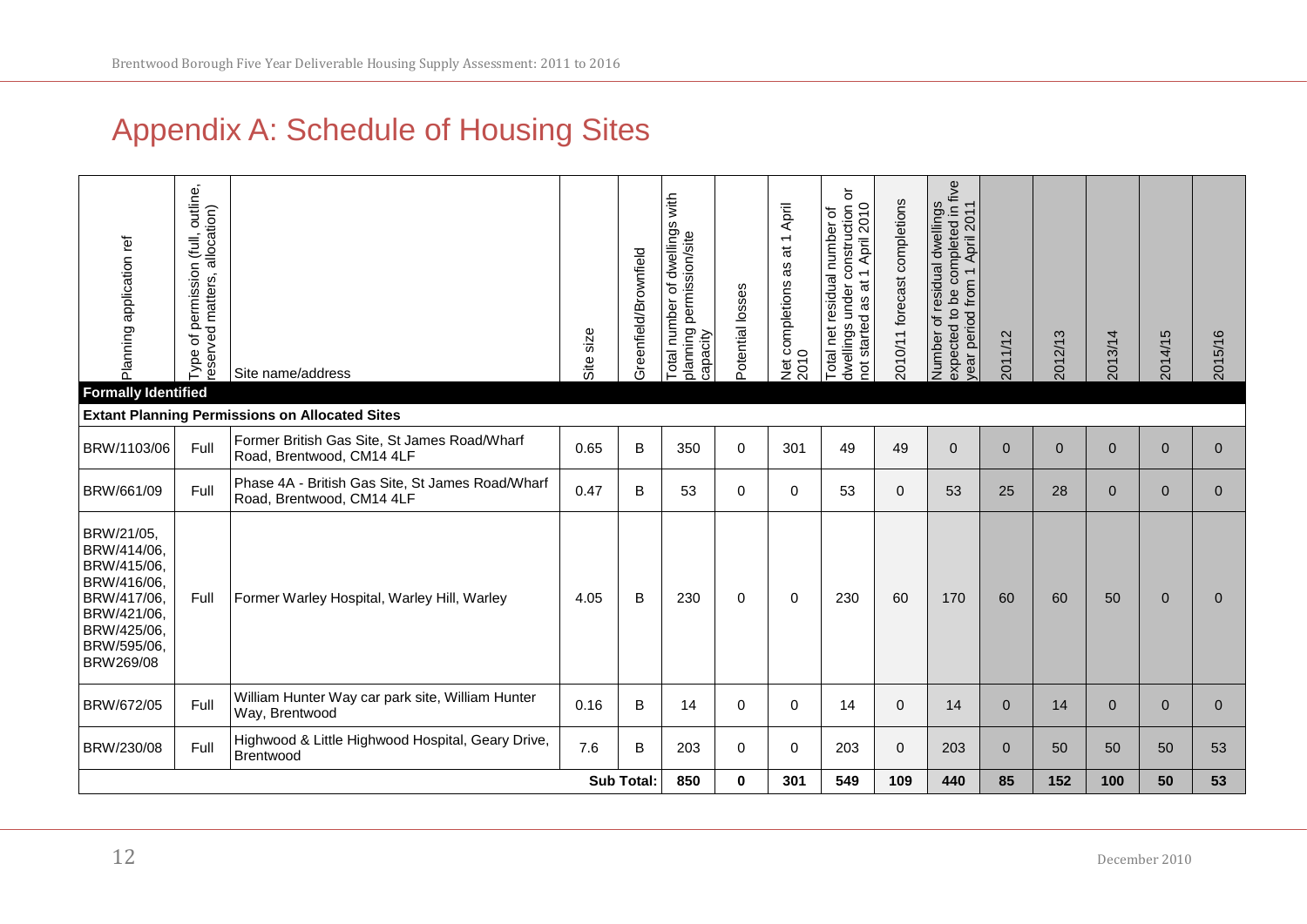# Appendix A: Schedule of Housing Sites

| Planning application ref | Type of permission (full, outline, reserved matters, allocation) | Site name/address | Site size | Greenfield/Brownfield | Total number of dwellings with planning permission/site capacity | Potential losses | Net completions as at 1 April 2010 | Total net residual number of dwellings under construction or not started as at 1 April 2010 | 2010/11 forecast completions | Number of residual dwellings expected to be completed in five year period from 1 April 2011 | 2011/12 | 2012/13 | 2013/14 | 2014/15 | 2015/16 |
|---|---|---|---|---|---|---|---|---|---|---|---|---|---|---|---|
| **Formally Identified** | | | | | | | | | | | | | | | |
| **Extant Planning Permissions on Allocated Sites** | | | | | | | | | | | | | | | |
| BRW/1103/06 | Full | Former British Gas Site, St James Road/Wharf Road, Brentwood, CM14 4LF | 0.65 | B | 350 | 0 | 301 | 49 | 49 | 0 | 0 | 0 | 0 | 0 | 0 |
| BRW/661/09 | Full | Phase 4A - British Gas Site, St James Road/Wharf Road, Brentwood, CM14 4LF | 0.47 | B | 53 | 0 | 0 | 53 | 0 | 53 | 25 | 28 | 0 | 0 | 0 |
| BRW/21/05, BRW/414/06, BRW/415/06, BRW/416/06, BRW/417/06, BRW/421/06, BRW/425/06, BRW/595/06, BRW269/08 | Full | Former Warley Hospital, Warley Hill, Warley | 4.05 | B | 230 | 0 | 0 | 230 | 60 | 170 | 60 | 60 | 50 | 0 | 0 |
| BRW/672/05 | Full | William Hunter Way car park site, William Hunter Way, Brentwood | 0.16 | B | 14 | 0 | 0 | 14 | 0 | 14 | 0 | 14 | 0 | 0 | 0 |
| BRW/230/08 | Full | Highwood & Little Highwood Hospital, Geary Drive, Brentwood | 7.6 | B | 203 | 0 | 0 | 203 | 0 | 203 | 0 | 50 | 50 | 50 | 53 |
| | | | | **Sub Total:** | **850** | **0** | **301** | **549** | **109** | **440** | **85** | **152** | **100** | **50** | **53** |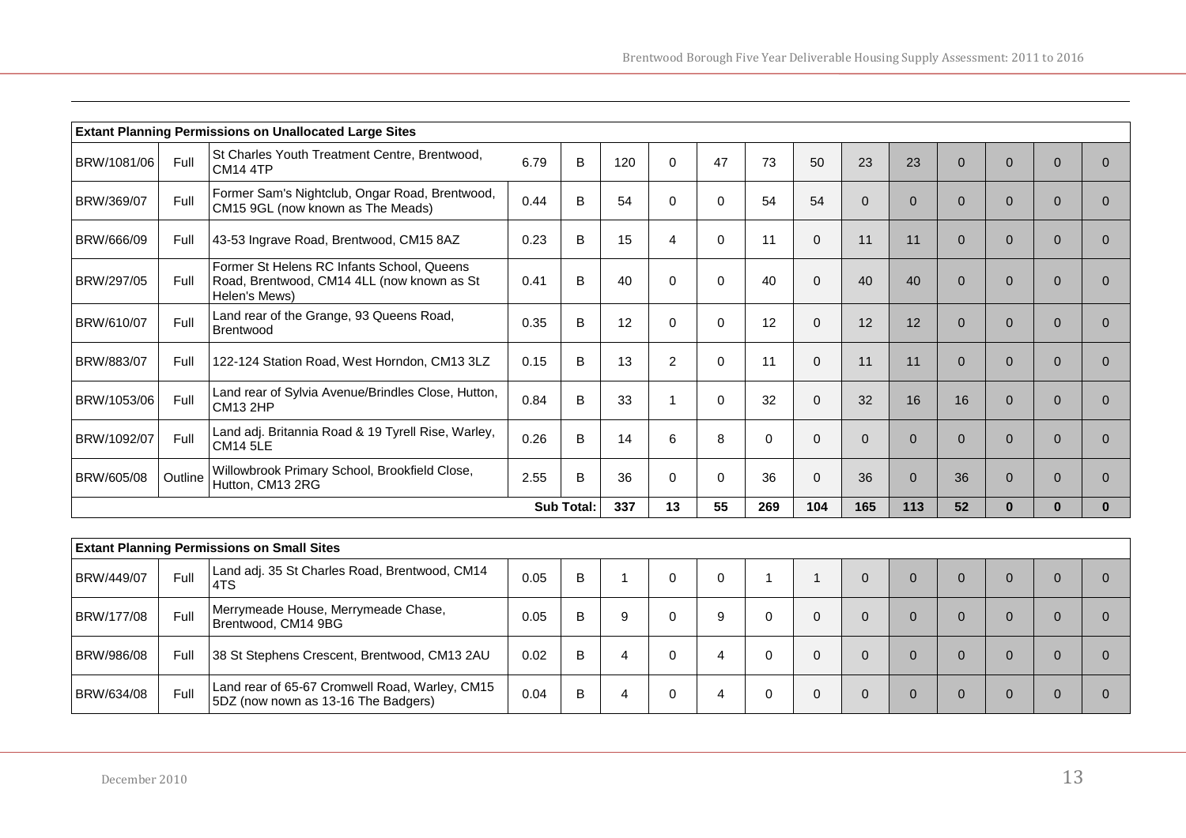| Extant Planning Permissions on Unallocated Large Sites | | | | | | | | | | | | | | | | |
|---|---|---|---|---|---|---|---|---|---|---|---|---|---|---|---|---|
| BRW/1081/06 | Full | St Charles Youth Treatment Centre, Brentwood, CM14 4TP | 6.79 | B | 120 | 0 | 47 | 73 | 50 | 23 | 23 | 0 | 0 | 0 | 0 |
| BRW/369/07 | Full | Former Sam's Nightclub, Ongar Road, Brentwood, CM15 9GL (now known as The Meads) | 0.44 | B | 54 | 0 | 0 | 54 | 54 | 0 | 0 | 0 | 0 | 0 | 0 |
| BRW/666/09 | Full | 43-53 Ingrave Road, Brentwood, CM15 8AZ | 0.23 | B | 15 | 4 | 0 | 11 | 0 | 11 | 11 | 0 | 0 | 0 | 0 |
| BRW/297/05 | Full | Former St Helens RC Infants School, Queens Road, Brentwood, CM14 4LL (now known as St Helen's Mews) | 0.41 | B | 40 | 0 | 0 | 40 | 0 | 40 | 40 | 0 | 0 | 0 | 0 |
| BRW/610/07 | Full | Land rear of the Grange, 93 Queens Road, Brentwood | 0.35 | B | 12 | 0 | 0 | 12 | 0 | 12 | 12 | 0 | 0 | 0 | 0 |
| BRW/883/07 | Full | 122-124 Station Road, West Horndon, CM13 3LZ | 0.15 | B | 13 | 2 | 0 | 11 | 0 | 11 | 11 | 0 | 0 | 0 | 0 |
| BRW/1053/06 | Full | Land rear of Sylvia Avenue/Brindles Close, Hutton, CM13 2HP | 0.84 | B | 33 | 1 | 0 | 32 | 0 | 32 | 16 | 16 | 0 | 0 | 0 |
| BRW/1092/07 | Full | Land adj. Britannia Road & 19 Tyrell Rise, Warley, CM14 5LE | 0.26 | B | 14 | 6 | 8 | 0 | 0 | 0 | 0 | 0 | 0 | 0 | 0 |
| BRW/605/08 | Outline | Willowbrook Primary School, Brookfield Close, Hutton, CM13 2RG | 2.55 | B | 36 | 0 | 0 | 36 | 0 | 36 | 0 | 36 | 0 | 0 | 0 |
| | | | | **Sub Total:** | **337** | **13** | **55** | **269** | **104** | **165** | **113** | **52** | **0** | **0** | **0** |

| Extant Planning Permissions on Small Sites | | | | | | | | | | | | | | | |
|---|---|---|---|---|---|---|---|---|---|---|---|---|---|---|---|
| BRW/449/07 | Full | Land adj. 35 St Charles Road, Brentwood, CM14 4TS | 0.05 | B | 1 | 0 | 0 | 1 | 1 | 0 | 0 | 0 | 0 | 0 | 0 |
| BRW/177/08 | Full | Merrymeade House, Merrymeade Chase, Brentwood, CM14 9BG | 0.05 | B | 9 | 0 | 9 | 0 | 0 | 0 | 0 | 0 | 0 | 0 | 0 |
| BRW/986/08 | Full | 38 St Stephens Crescent, Brentwood, CM13 2AU | 0.02 | B | 4 | 0 | 4 | 0 | 0 | 0 | 0 | 0 | 0 | 0 | 0 |
| BRW/634/08 | Full | Land rear of 65-67 Cromwell Road, Warley, CM15 5DZ (now nown as 13-16 The Badgers) | 0.04 | B | 4 | 0 | 4 | 0 | 0 | 0 | 0 | 0 | 0 | 0 | 0 |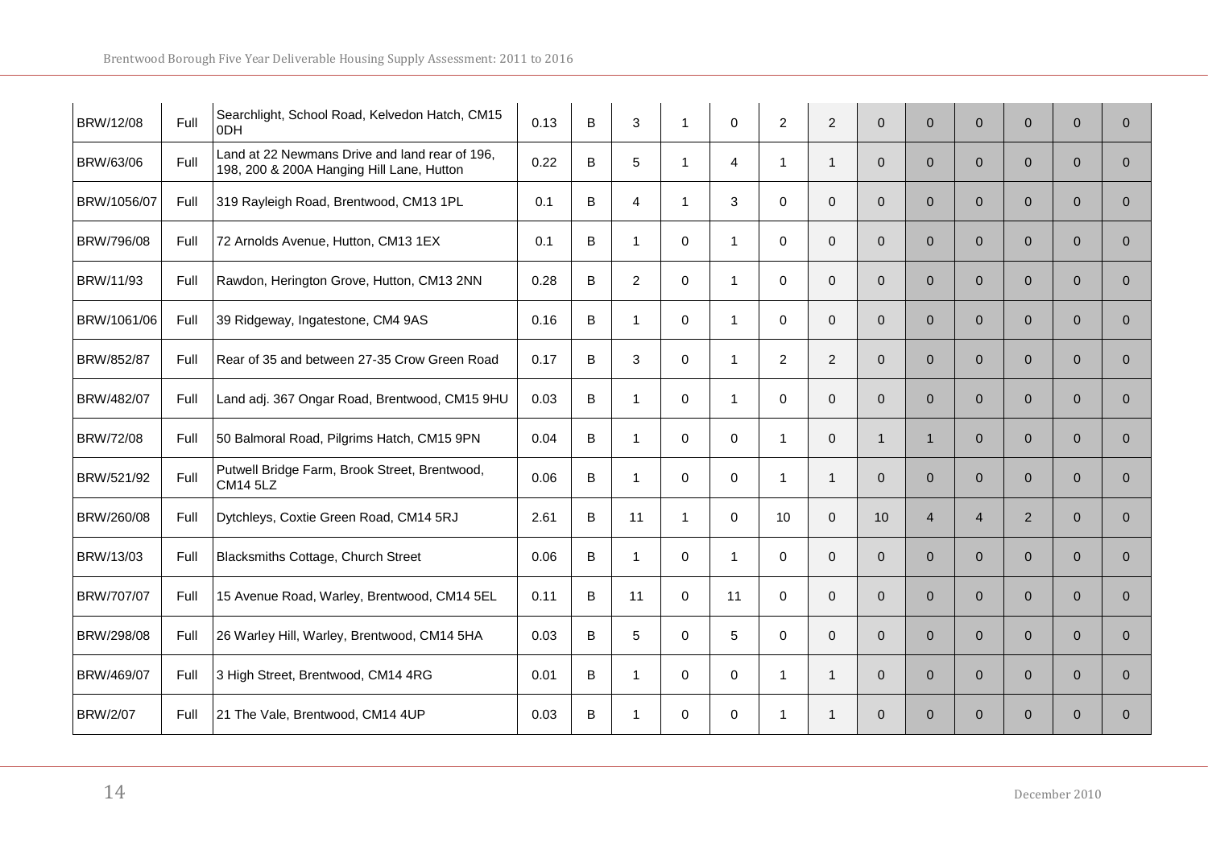| | | | | | | | | | | | | | | | | |
|---|---|---|---|---|---|---|---|---|---|---|---|---|---|---|---|---|
| BRW/12/08 | Full | Searchlight, School Road, Kelvedon Hatch, CM15 0DH | 0.13 | B | 3 | 1 | 0 | 2 | 2 | 0 | 0 | 0 | 0 | 0 | 0 |
| BRW/63/06 | Full | Land at 22 Newmans Drive and land rear of 196, 198, 200 & 200A Hanging Hill Lane, Hutton | 0.22 | B | 5 | 1 | 4 | 1 | 1 | 0 | 0 | 0 | 0 | 0 | 0 |
| BRW/1056/07 | Full | 319 Rayleigh Road, Brentwood, CM13 1PL | 0.1 | B | 4 | 1 | 3 | 0 | 0 | 0 | 0 | 0 | 0 | 0 | 0 |
| BRW/796/08 | Full | 72 Arnolds Avenue, Hutton, CM13 1EX | 0.1 | B | 1 | 0 | 1 | 0 | 0 | 0 | 0 | 0 | 0 | 0 | 0 |
| BRW/11/93 | Full | Rawdon, Herington Grove, Hutton, CM13 2NN | 0.28 | B | 2 | 0 | 1 | 0 | 0 | 0 | 0 | 0 | 0 | 0 | 0 |
| BRW/1061/06 | Full | 39 Ridgeway, Ingatestone, CM4 9AS | 0.16 | B | 1 | 0 | 1 | 0 | 0 | 0 | 0 | 0 | 0 | 0 | 0 |
| BRW/852/87 | Full | Rear of 35 and between 27-35 Crow Green Road | 0.17 | B | 3 | 0 | 1 | 2 | 2 | 0 | 0 | 0 | 0 | 0 | 0 |
| BRW/482/07 | Full | Land adj. 367 Ongar Road, Brentwood, CM15 9HU | 0.03 | B | 1 | 0 | 1 | 0 | 0 | 0 | 0 | 0 | 0 | 0 | 0 |
| BRW/72/08 | Full | 50 Balmoral Road, Pilgrims Hatch, CM15 9PN | 0.04 | B | 1 | 0 | 0 | 1 | 0 | 1 | 1 | 0 | 0 | 0 | 0 |
| BRW/521/92 | Full | Putwell Bridge Farm, Brook Street, Brentwood, CM14 5LZ | 0.06 | B | 1 | 0 | 0 | 1 | 1 | 0 | 0 | 0 | 0 | 0 | 0 |
| BRW/260/08 | Full | Dytchleys, Coxtie Green Road, CM14 5RJ | 2.61 | B | 11 | 1 | 0 | 10 | 0 | 10 | 4 | 4 | 2 | 0 | 0 |
| BRW/13/03 | Full | Blacksmiths Cottage, Church Street | 0.06 | B | 1 | 0 | 1 | 0 | 0 | 0 | 0 | 0 | 0 | 0 | 0 |
| BRW/707/07 | Full | 15 Avenue Road, Warley, Brentwood, CM14 5EL | 0.11 | B | 11 | 0 | 11 | 0 | 0 | 0 | 0 | 0 | 0 | 0 | 0 |
| BRW/298/08 | Full | 26 Warley Hill, Warley, Brentwood, CM14 5HA | 0.03 | B | 5 | 0 | 5 | 0 | 0 | 0 | 0 | 0 | 0 | 0 | 0 |
| BRW/469/07 | Full | 3 High Street, Brentwood, CM14 4RG | 0.01 | B | 1 | 0 | 0 | 1 | 1 | 0 | 0 | 0 | 0 | 0 | 0 |
| BRW/2/07 | Full | 21 The Vale, Brentwood, CM14 4UP | 0.03 | B | 1 | 0 | 0 | 1 | 1 | 0 | 0 | 0 | 0 | 0 | 0 |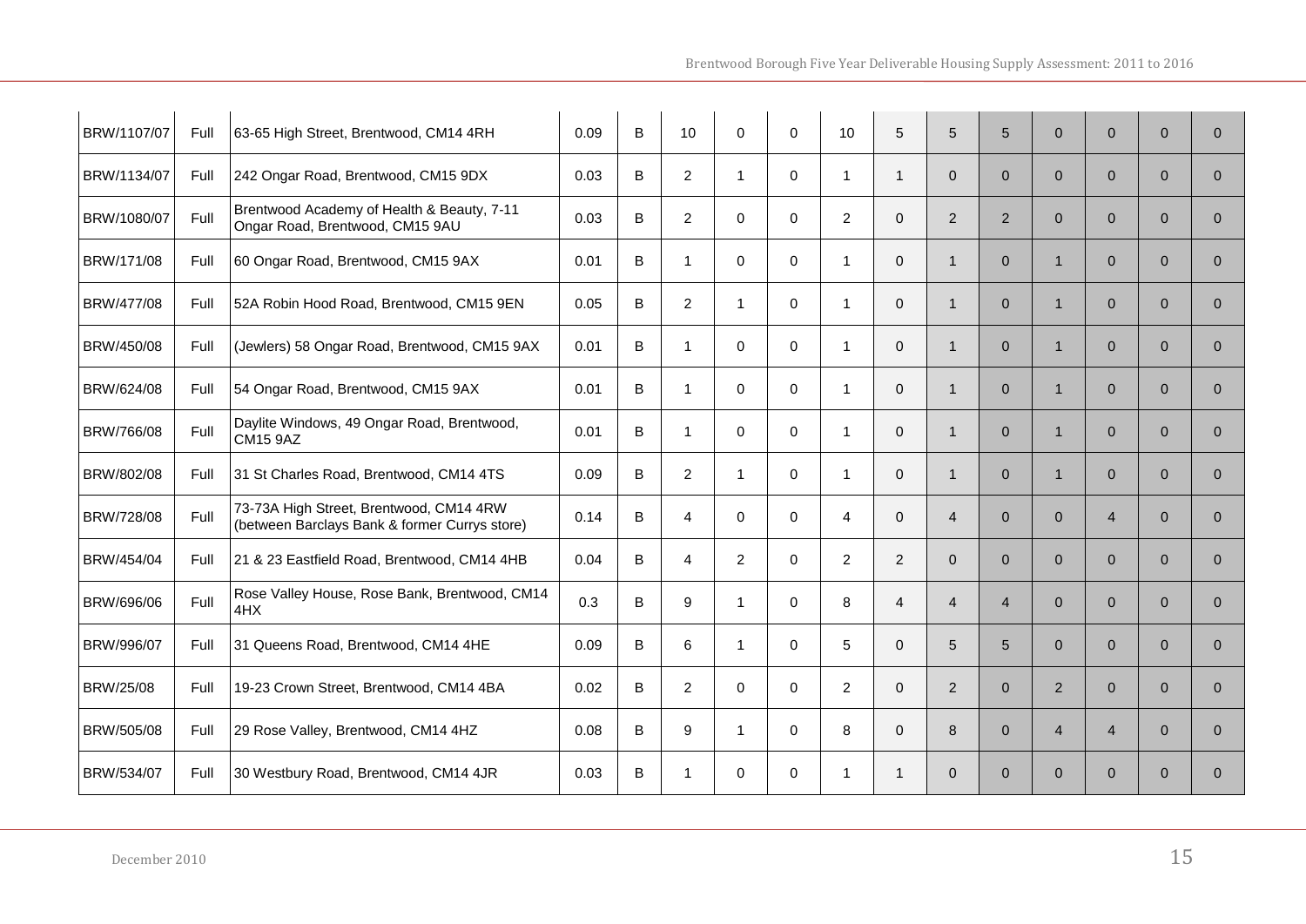| | | | | | | | | | | | | | | | |
|---|---|---|---|---|---|---|---|---|---|---|---|---|---|---|---|
| BRW/1107/07 | Full | 63-65 High Street, Brentwood, CM14 4RH | 0.09 | B | 10 | 0 | 0 | 10 | 5 | 5 | 5 | 0 | 0 | 0 | 0 |
| BRW/1134/07 | Full | 242 Ongar Road, Brentwood, CM15 9DX | 0.03 | B | 2 | 1 | 0 | 1 | 1 | 0 | 0 | 0 | 0 | 0 | 0 |
| BRW/1080/07 | Full | Brentwood Academy of Health & Beauty, 7-11 Ongar Road, Brentwood, CM15 9AU | 0.03 | B | 2 | 0 | 0 | 2 | 0 | 2 | 2 | 0 | 0 | 0 | 0 |
| BRW/171/08 | Full | 60 Ongar Road, Brentwood, CM15 9AX | 0.01 | B | 1 | 0 | 0 | 1 | 0 | 1 | 0 | 1 | 0 | 0 | 0 |
| BRW/477/08 | Full | 52A Robin Hood Road, Brentwood, CM15 9EN | 0.05 | B | 2 | 1 | 0 | 1 | 0 | 1 | 0 | 1 | 0 | 0 | 0 |
| BRW/450/08 | Full | (Jewlers) 58 Ongar Road, Brentwood, CM15 9AX | 0.01 | B | 1 | 0 | 0 | 1 | 0 | 1 | 0 | 1 | 0 | 0 | 0 |
| BRW/624/08 | Full | 54 Ongar Road, Brentwood, CM15 9AX | 0.01 | B | 1 | 0 | 0 | 1 | 0 | 1 | 0 | 1 | 0 | 0 | 0 |
| BRW/766/08 | Full | Daylite Windows, 49 Ongar Road, Brentwood, CM15 9AZ | 0.01 | B | 1 | 0 | 0 | 1 | 0 | 1 | 0 | 1 | 0 | 0 | 0 |
| BRW/802/08 | Full | 31 St Charles Road, Brentwood, CM14 4TS | 0.09 | B | 2 | 1 | 0 | 1 | 0 | 1 | 0 | 1 | 0 | 0 | 0 |
| BRW/728/08 | Full | 73-73A High Street, Brentwood, CM14 4RW (between Barclays Bank & former Currys store) | 0.14 | B | 4 | 0 | 0 | 4 | 0 | 4 | 0 | 0 | 4 | 0 | 0 |
| BRW/454/04 | Full | 21 & 23 Eastfield Road, Brentwood, CM14 4HB | 0.04 | B | 4 | 2 | 0 | 2 | 2 | 0 | 0 | 0 | 0 | 0 | 0 |
| BRW/696/06 | Full | Rose Valley House, Rose Bank, Brentwood, CM14 4HX | 0.3 | B | 9 | 1 | 0 | 8 | 4 | 4 | 4 | 0 | 0 | 0 | 0 |
| BRW/996/07 | Full | 31 Queens Road, Brentwood, CM14 4HE | 0.09 | B | 6 | 1 | 0 | 5 | 0 | 5 | 5 | 0 | 0 | 0 | 0 |
| BRW/25/08 | Full | 19-23 Crown Street, Brentwood, CM14 4BA | 0.02 | B | 2 | 0 | 0 | 2 | 0 | 2 | 0 | 2 | 0 | 0 | 0 |
| BRW/505/08 | Full | 29 Rose Valley, Brentwood, CM14 4HZ | 0.08 | B | 9 | 1 | 0 | 8 | 0 | 8 | 0 | 4 | 4 | 0 | 0 |
| BRW/534/07 | Full | 30 Westbury Road, Brentwood, CM14 4JR | 0.03 | B | 1 | 0 | 0 | 1 | 1 | 0 | 0 | 0 | 0 | 0 | 0 |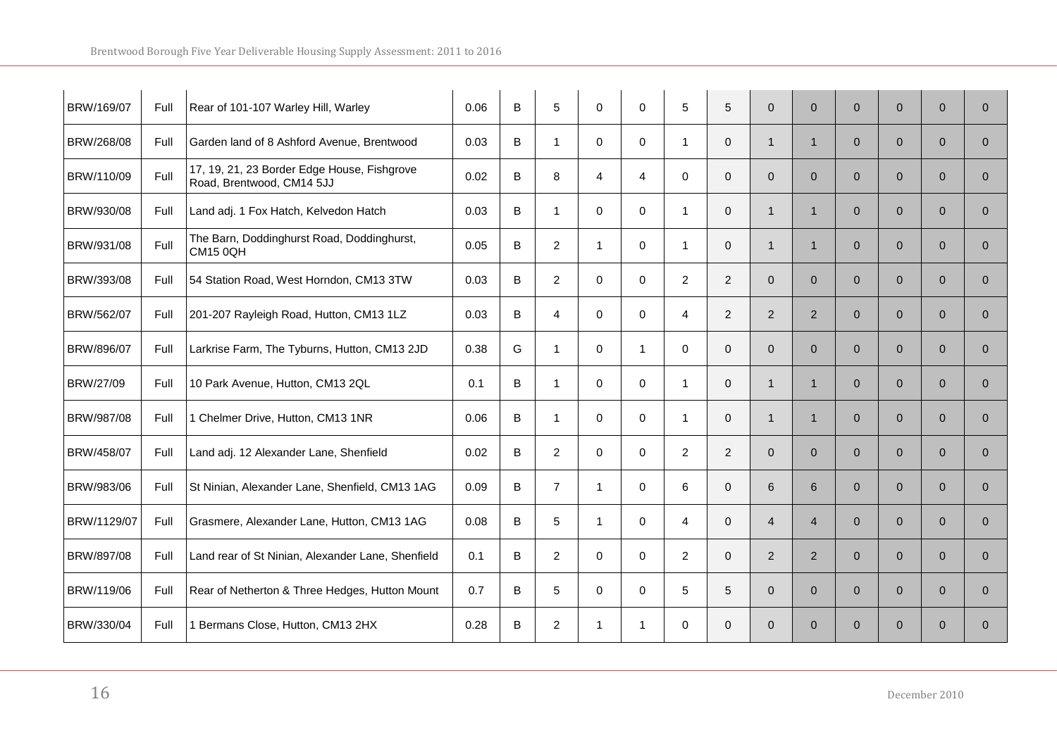| | | | | | | | | | | | | | | | | |
|---|---|---|---|---|---|---|---|---|---|---|---|---|---|---|---|---|
| BRW/169/07 | Full | Rear of 101-107 Warley Hill, Warley | 0.06 | B | 5 | 0 | 0 | 5 | 5 | 0 | 0 | 0 | 0 | 0 | 0 | |
| BRW/268/08 | Full | Garden land of 8 Ashford Avenue, Brentwood | 0.03 | B | 1 | 0 | 0 | 1 | 0 | 1 | 1 | 0 | 0 | 0 | 0 | |
| BRW/110/09 | Full | 17, 19, 21, 23 Border Edge House, Fishgrove Road, Brentwood, CM14 5JJ | 0.02 | B | 8 | 4 | 4 | 0 | 0 | 0 | 0 | 0 | 0 | 0 | 0 | |
| BRW/930/08 | Full | Land adj. 1 Fox Hatch, Kelvedon Hatch | 0.03 | B | 1 | 0 | 0 | 1 | 0 | 1 | 1 | 0 | 0 | 0 | 0 | |
| BRW/931/08 | Full | The Barn, Doddinghurst Road, Doddinghurst, CM15 0QH | 0.05 | B | 2 | 1 | 0 | 1 | 0 | 1 | 1 | 0 | 0 | 0 | 0 | |
| BRW/393/08 | Full | 54 Station Road, West Horndon, CM13 3TW | 0.03 | B | 2 | 0 | 0 | 2 | 2 | 0 | 0 | 0 | 0 | 0 | 0 | |
| BRW/562/07 | Full | 201-207 Rayleigh Road, Hutton, CM13 1LZ | 0.03 | B | 4 | 0 | 0 | 4 | 2 | 2 | 2 | 0 | 0 | 0 | 0 | |
| BRW/896/07 | Full | Larkrise Farm, The Tyburns, Hutton, CM13 2JD | 0.38 | G | 1 | 0 | 1 | 0 | 0 | 0 | 0 | 0 | 0 | 0 | 0 | |
| BRW/27/09 | Full | 10 Park Avenue, Hutton, CM13 2QL | 0.1 | B | 1 | 0 | 0 | 1 | 0 | 1 | 1 | 0 | 0 | 0 | 0 | |
| BRW/987/08 | Full | 1 Chelmer Drive, Hutton, CM13 1NR | 0.06 | B | 1 | 0 | 0 | 1 | 0 | 1 | 1 | 0 | 0 | 0 | 0 | |
| BRW/458/07 | Full | Land adj. 12 Alexander Lane, Shenfield | 0.02 | B | 2 | 0 | 0 | 2 | 2 | 0 | 0 | 0 | 0 | 0 | 0 | |
| BRW/983/06 | Full | St Ninian, Alexander Lane, Shenfield, CM13 1AG | 0.09 | B | 7 | 1 | 0 | 6 | 0 | 6 | 6 | 0 | 0 | 0 | 0 | |
| BRW/1129/07 | Full | Grasmere, Alexander Lane, Hutton, CM13 1AG | 0.08 | B | 5 | 1 | 0 | 4 | 0 | 4 | 4 | 0 | 0 | 0 | 0 | |
| BRW/897/08 | Full | Land rear of St Ninian, Alexander Lane, Shenfield | 0.1 | B | 2 | 0 | 0 | 2 | 0 | 2 | 2 | 0 | 0 | 0 | 0 | |
| BRW/119/06 | Full | Rear of Netherton & Three Hedges, Hutton Mount | 0.7 | B | 5 | 0 | 0 | 5 | 5 | 0 | 0 | 0 | 0 | 0 | 0 | |
| BRW/330/04 | Full | 1 Bermans Close, Hutton, CM13 2HX | 0.28 | B | 2 | 1 | 1 | 0 | 0 | 0 | 0 | 0 | 0 | 0 | 0 | |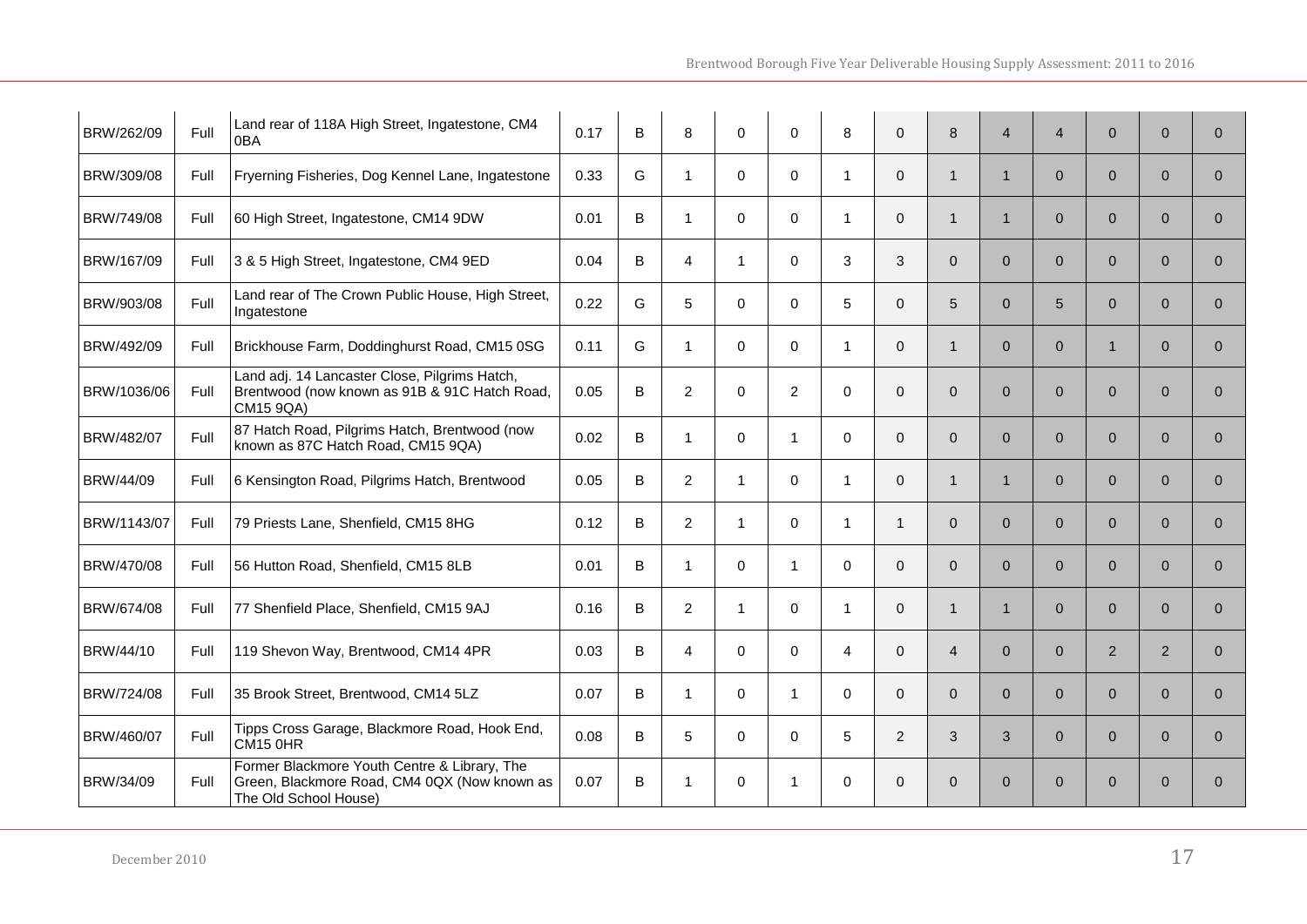| | | | | | | | | | | | | | | | |
|---|---|---|---|---|---|---|---|---|---|---|---|---|---|---|---|
| BRW/262/09 | Full | Land rear of 118A High Street, Ingatestone, CM4 0BA | 0.17 | B | 8 | 0 | 0 | 8 | 0 | 8 | 4 | 4 | 0 | 0 | 0 |
| BRW/309/08 | Full | Fryerning Fisheries, Dog Kennel Lane, Ingatestone | 0.33 | G | 1 | 0 | 0 | 1 | 0 | 1 | 1 | 0 | 0 | 0 | 0 |
| BRW/749/08 | Full | 60 High Street, Ingatestone, CM14 9DW | 0.01 | B | 1 | 0 | 0 | 1 | 0 | 1 | 1 | 0 | 0 | 0 | 0 |
| BRW/167/09 | Full | 3 & 5 High Street, Ingatestone, CM4 9ED | 0.04 | B | 4 | 1 | 0 | 3 | 3 | 0 | 0 | 0 | 0 | 0 | 0 |
| BRW/903/08 | Full | Land rear of The Crown Public House, High Street, Ingatestone | 0.22 | G | 5 | 0 | 0 | 5 | 0 | 5 | 0 | 5 | 0 | 0 | 0 |
| BRW/492/09 | Full | Brickhouse Farm, Doddinghurst Road, CM15 0SG | 0.11 | G | 1 | 0 | 0 | 1 | 0 | 1 | 0 | 0 | 1 | 0 | 0 |
| BRW/1036/06 | Full | Land adj. 14 Lancaster Close, Pilgrims Hatch, Brentwood (now known as 91B & 91C Hatch Road, CM15 9QA) | 0.05 | B | 2 | 0 | 2 | 0 | 0 | 0 | 0 | 0 | 0 | 0 | 0 |
| BRW/482/07 | Full | 87 Hatch Road, Pilgrims Hatch, Brentwood (now known as 87C Hatch Road, CM15 9QA) | 0.02 | B | 1 | 0 | 1 | 0 | 0 | 0 | 0 | 0 | 0 | 0 | 0 |
| BRW/44/09 | Full | 6 Kensington Road, Pilgrims Hatch, Brentwood | 0.05 | B | 2 | 1 | 0 | 1 | 0 | 1 | 1 | 0 | 0 | 0 | 0 |
| BRW/1143/07 | Full | 79 Priests Lane, Shenfield, CM15 8HG | 0.12 | B | 2 | 1 | 0 | 1 | 1 | 0 | 0 | 0 | 0 | 0 | 0 |
| BRW/470/08 | Full | 56 Hutton Road, Shenfield, CM15 8LB | 0.01 | B | 1 | 0 | 1 | 0 | 0 | 0 | 0 | 0 | 0 | 0 | 0 |
| BRW/674/08 | Full | 77 Shenfield Place, Shenfield, CM15 9AJ | 0.16 | B | 2 | 1 | 0 | 1 | 0 | 1 | 1 | 0 | 0 | 0 | 0 |
| BRW/44/10 | Full | 119 Shevon Way, Brentwood, CM14 4PR | 0.03 | B | 4 | 0 | 0 | 4 | 0 | 4 | 0 | 0 | 2 | 2 | 0 |
| BRW/724/08 | Full | 35 Brook Street, Brentwood, CM14 5LZ | 0.07 | B | 1 | 0 | 1 | 0 | 0 | 0 | 0 | 0 | 0 | 0 | 0 |
| BRW/460/07 | Full | Tipps Cross Garage, Blackmore Road, Hook End, CM15 0HR | 0.08 | B | 5 | 0 | 0 | 5 | 2 | 3 | 3 | 0 | 0 | 0 | 0 |
| BRW/34/09 | Full | Former Blackmore Youth Centre & Library, The Green, Blackmore Road, CM4 0QX (Now known as The Old School House) | 0.07 | B | 1 | 0 | 1 | 0 | 0 | 0 | 0 | 0 | 0 | 0 | 0 |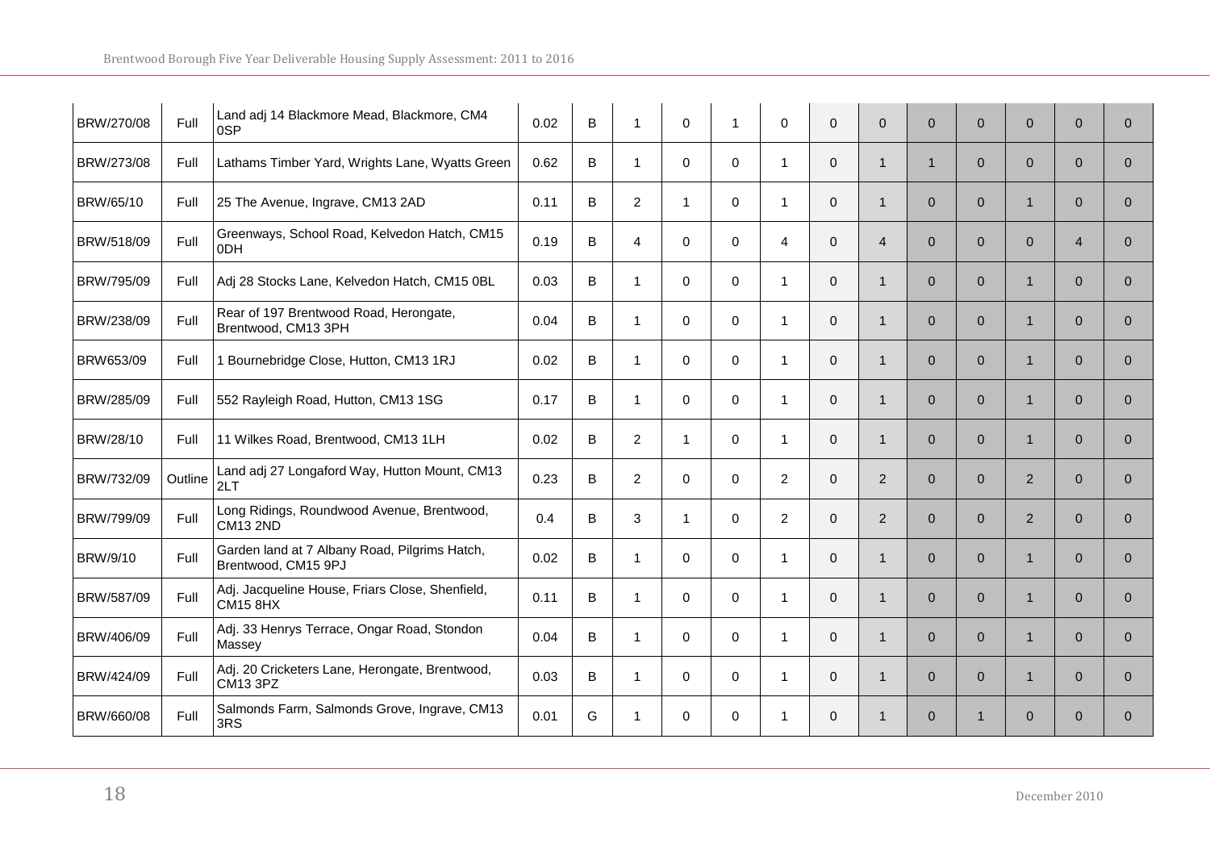| | | | | | | | | | | | | | | | | |
|---|---|---|---|---|---|---|---|---|---|---|---|---|---|---|---|---|
| BRW/270/08 | Full | Land adj 14 Blackmore Mead, Blackmore, CM4 0SP | 0.02 | B | 1 | 0 | 1 | 0 | 0 | 0 | 0 | 0 | 0 | 0 | 0 |
| BRW/273/08 | Full | Lathams Timber Yard, Wrights Lane, Wyatts Green | 0.62 | B | 1 | 0 | 0 | 1 | 0 | 1 | 1 | 0 | 0 | 0 | 0 |
| BRW/65/10 | Full | 25 The Avenue, Ingrave, CM13 2AD | 0.11 | B | 2 | 1 | 0 | 1 | 0 | 1 | 0 | 0 | 1 | 0 | 0 |
| BRW/518/09 | Full | Greenways, School Road, Kelvedon Hatch, CM15 0DH | 0.19 | B | 4 | 0 | 0 | 4 | 0 | 4 | 0 | 0 | 0 | 4 | 0 |
| BRW/795/09 | Full | Adj 28 Stocks Lane, Kelvedon Hatch, CM15 0BL | 0.03 | B | 1 | 0 | 0 | 1 | 0 | 1 | 0 | 0 | 1 | 0 | 0 |
| BRW/238/09 | Full | Rear of 197 Brentwood Road, Herongate, Brentwood, CM13 3PH | 0.04 | B | 1 | 0 | 0 | 1 | 0 | 1 | 0 | 0 | 1 | 0 | 0 |
| BRW653/09 | Full | 1 Bournebridge Close, Hutton, CM13 1RJ | 0.02 | B | 1 | 0 | 0 | 1 | 0 | 1 | 0 | 0 | 1 | 0 | 0 |
| BRW/285/09 | Full | 552 Rayleigh Road, Hutton, CM13 1SG | 0.17 | B | 1 | 0 | 0 | 1 | 0 | 1 | 0 | 0 | 1 | 0 | 0 |
| BRW/28/10 | Full | 11 Wilkes Road, Brentwood, CM13 1LH | 0.02 | B | 2 | 1 | 0 | 1 | 0 | 1 | 0 | 0 | 1 | 0 | 0 |
| BRW/732/09 | Outline | Land adj 27 Longaford Way, Hutton Mount, CM13 2LT | 0.23 | B | 2 | 0 | 0 | 2 | 0 | 2 | 0 | 0 | 2 | 0 | 0 |
| BRW/799/09 | Full | Long Ridings, Roundwood Avenue, Brentwood, CM13 2ND | 0.4 | B | 3 | 1 | 0 | 2 | 0 | 2 | 0 | 0 | 2 | 0 | 0 |
| BRW/9/10 | Full | Garden land at 7 Albany Road, Pilgrims Hatch, Brentwood, CM15 9PJ | 0.02 | B | 1 | 0 | 0 | 1 | 0 | 1 | 0 | 0 | 1 | 0 | 0 |
| BRW/587/09 | Full | Adj. Jacqueline House, Friars Close, Shenfield, CM15 8HX | 0.11 | B | 1 | 0 | 0 | 1 | 0 | 1 | 0 | 0 | 1 | 0 | 0 |
| BRW/406/09 | Full | Adj. 33 Henrys Terrace, Ongar Road, Stondon Massey | 0.04 | B | 1 | 0 | 0 | 1 | 0 | 1 | 0 | 0 | 1 | 0 | 0 |
| BRW/424/09 | Full | Adj. 20 Cricketers Lane, Herongate, Brentwood, CM13 3PZ | 0.03 | B | 1 | 0 | 0 | 1 | 0 | 1 | 0 | 0 | 1 | 0 | 0 |
| BRW/660/08 | Full | Salmonds Farm, Salmonds Grove, Ingrave, CM13 3RS | 0.01 | G | 1 | 0 | 0 | 1 | 0 | 1 | 0 | 1 | 0 | 0 | 0 |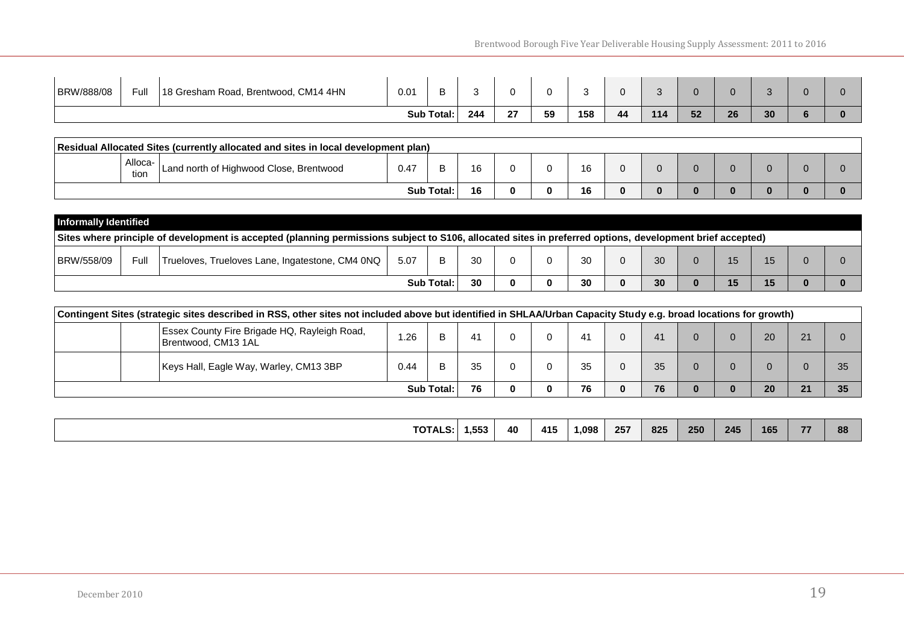| | | | | | | | | | | | | | | | |
|---|---|---|---|---|---|---|---|---|---|---|---|---|---|---|---|
| BRW/888/08 | Full | 18 Gresham Road, Brentwood, CM14 4HN | 0.01 | B | 3 | 0 | 0 | 3 | 0 | 3 | 0 | 0 | 3 | 0 | 0 |
| | | | | **Sub Total:** | **244** | **27** | **59** | **158** | **44** | **114** | **52** | **26** | **30** | **6** | **0** |

| | | | | | | | | | | | | | | | |
|---|---|---|---|---|---|---|---|---|---|---|---|---|---|---|---|
| **Residual Allocated Sites (currently allocated and sites in local development plan)** | | | | | | | | | | | | | | | |
| | Allocation | Land north of Highwood Close, Brentwood | 0.47 | B | 16 | 0 | 0 | 16 | 0 | 0 | 0 | 0 | 0 | 0 | 0 |
| | | | | **Sub Total:** | **16** | **0** | **0** | **16** | **0** | **0** | **0** | **0** | **0** | **0** | **0** |

| | | | | | | | | | | | | | | | |
|---|---|---|---|---|---|---|---|---|---|---|---|---|---|---|---|
| **Informally Identified** | | | | | | | | | | | | | | | |
| **Sites where principle of development is accepted (planning permissions subject to S106, allocated sites in preferred options, development brief accepted)** | | | | | | | | | | | | | | | |
| BRW/558/09 | Full | Trueloves, Trueloves Lane, Ingatestone, CM4 0NQ | 5.07 | B | 30 | 0 | 0 | 30 | 0 | 30 | 0 | 15 | 15 | 0 | 0 |
| | | | | **Sub Total:** | **30** | **0** | **0** | **30** | **0** | **30** | **0** | **15** | **15** | **0** | **0** |

| | | | | | | | | | | | | | | | |
|---|---|---|---|---|---|---|---|---|---|---|---|---|---|---|---|
| **Contingent Sites (strategic sites described in RSS, other sites not included above but identified in SHLAA/Urban Capacity Study e.g. broad locations for growth)** | | | | | | | | | | | | | | | |
| | | Essex County Fire Brigade HQ, Rayleigh Road, Brentwood, CM13 1AL | 1.26 | B | 41 | 0 | 0 | 41 | 0 | 41 | 0 | 0 | 20 | 21 | 0 |
| | | Keys Hall, Eagle Way, Warley, CM13 3BP | 0.44 | B | 35 | 0 | 0 | 35 | 0 | 35 | 0 | 0 | 0 | 0 | 35 |
| | | | | **Sub Total:** | **76** | **0** | **0** | **76** | **0** | **76** | **0** | **0** | **20** | **21** | **35** |

| | | | | | | | | | | |
|---|---|---|---|---|---|---|---|---|---|---|
| **TOTALS:** | **1,553** | **40** | **415** | **1,098** | **257** | **825** | **250** | **245** | **165** | **77** | **88** |